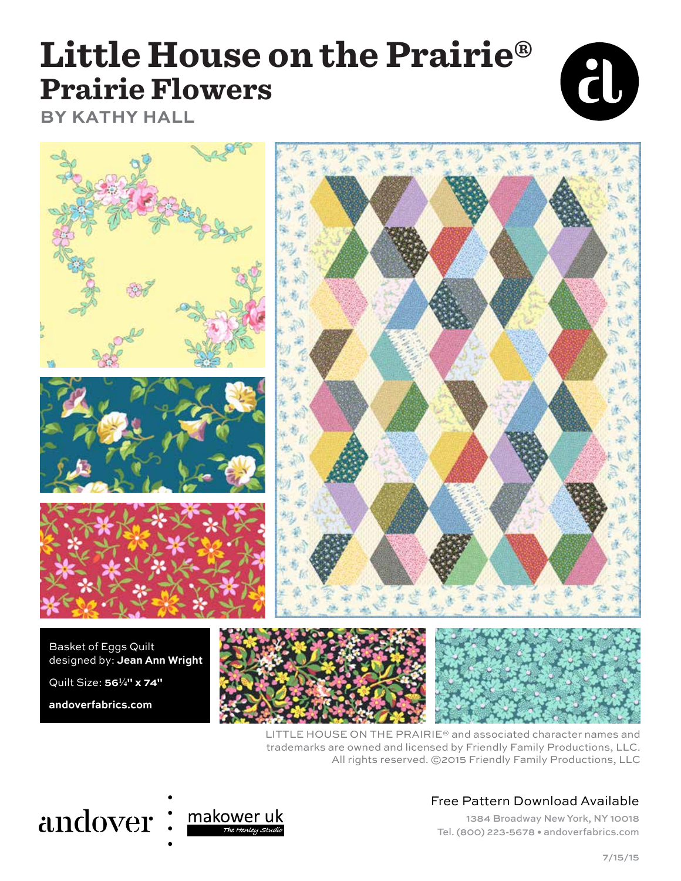# Little House on the Prairie®

## Prairie Flowers

### BY KATHY HALL

Basket of Eggs Quilt
designed by: **Jean Ann Wright**

Quilt Size: **56¼" x 74"**

**andoverfabrics.com**

LITTLE HOUSE ON THE PRAIRIE® and associated character names and trademarks are owned and licensed by Friendly Family Productions, LLC. All rights reserved. ©2015 Friendly Family Productions, LLC

andover : makower uk
The Henley Studio

Free Pattern Download Available

1384 Broadway New York, NY 10018
Tel. (800) 223-5678 • andoverfabrics.com

7/15/15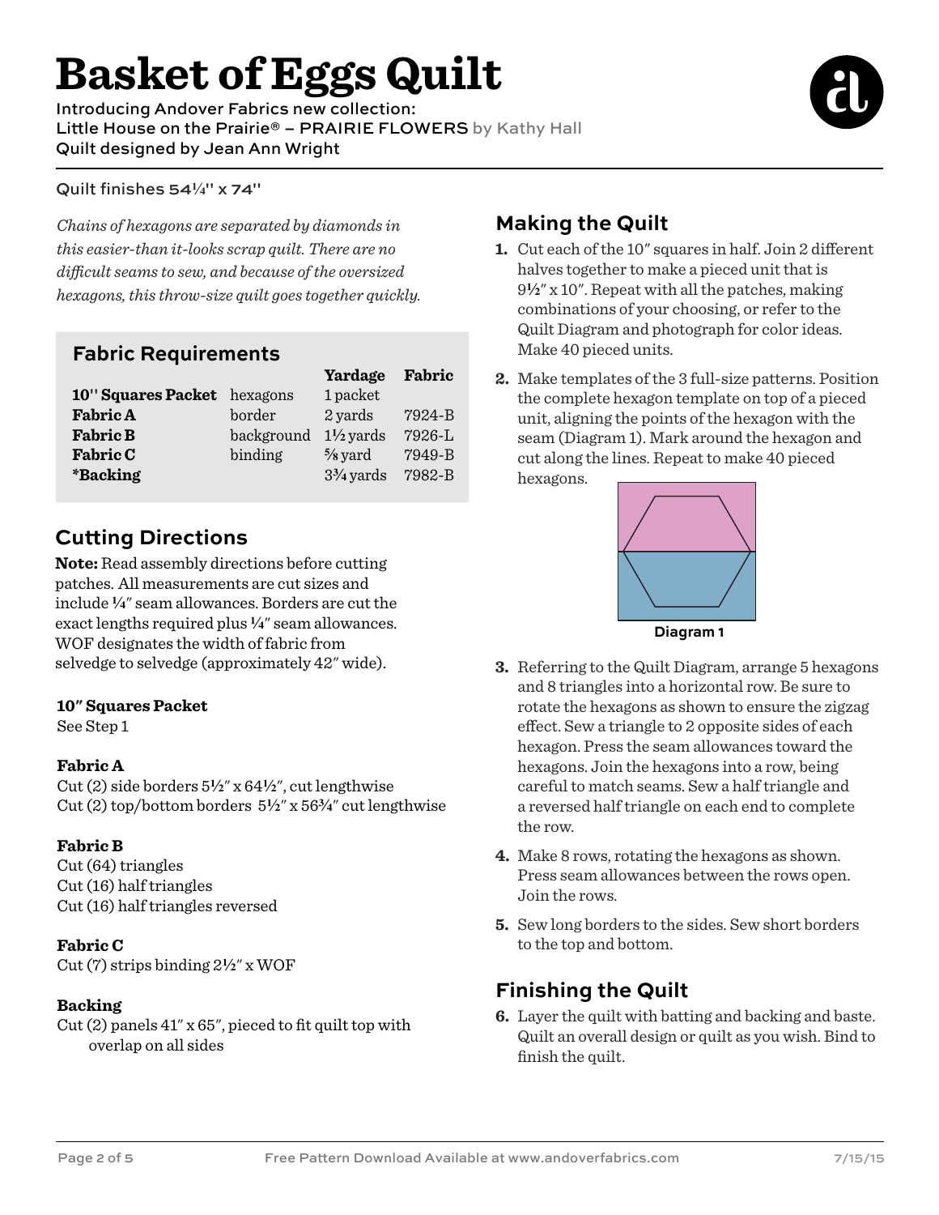# Basket of Eggs Quilt

Introducing Andover Fabrics new collection:
Little House on the Prairie® – PRAIRIE FLOWERS by Kathy Hall
Quilt designed by Jean Ann Wright

Quilt finishes 54¼" x 74"

*Chains of hexagons are separated by diamonds in this easier-than it-looks scrap quilt. There are no difficult seams to sew, and because of the oversized hexagons, this throw-size quilt goes together quickly.*

## Fabric Requirements

| | | Yardage | Fabric |
|---|---|---|---|
| **10" Squares Packet** | hexagons | 1 packet | |
| **Fabric A** | border | 2 yards | 7924-B |
| **Fabric B** | background | 1½ yards | 7926-L |
| **Fabric C** | binding | ⅝ yard | 7949-B |
| ***Backing** | | 3¾ yards | 7982-B |

## Cutting Directions

**Note:** Read assembly directions before cutting patches. All measurements are cut sizes and include ¼" seam allowances. Borders are cut the exact lengths required plus ¼" seam allowances. WOF designates the width of fabric from selvedge to selvedge (approximately 42" wide).

**10" Squares Packet**
See Step 1

**Fabric A**
Cut (2) side borders 5½" x 64½", cut lengthwise
Cut (2) top/bottom borders 5½" x 56¾" cut lengthwise

**Fabric B**
Cut (64) triangles
Cut (16) half triangles
Cut (16) half triangles reversed

**Fabric C**
Cut (7) strips binding 2½" x WOF

**Backing**
Cut (2) panels 41" x 65", pieced to fit quilt top with overlap on all sides

## Making the Quilt

1. Cut each of the 10" squares in half. Join 2 different halves together to make a pieced unit that is 9½" x 10". Repeat with all the patches, making combinations of your choosing, or refer to the Quilt Diagram and photograph for color ideas. Make 40 pieced units.
2. Make templates of the 3 full-size patterns. Position the complete hexagon template on top of a pieced unit, aligning the points of the hexagon with the seam (Diagram 1). Mark around the hexagon and cut along the lines. Repeat to make 40 pieced hexagons.

Diagram 1

3. Referring to the Quilt Diagram, arrange 5 hexagons and 8 triangles into a horizontal row. Be sure to rotate the hexagons as shown to ensure the zigzag effect. Sew a triangle to 2 opposite sides of each hexagon. Press the seam allowances toward the hexagons. Join the hexagons into a row, being careful to match seams. Sew a half triangle and a reversed half triangle on each end to complete the row.
4. Make 8 rows, rotating the hexagons as shown. Press seam allowances between the rows open. Join the rows.
5. Sew long borders to the sides. Sew short borders to the top and bottom.

## Finishing the Quilt

6. Layer the quilt with batting and backing and baste. Quilt an overall design or quilt as you wish. Bind to finish the quilt.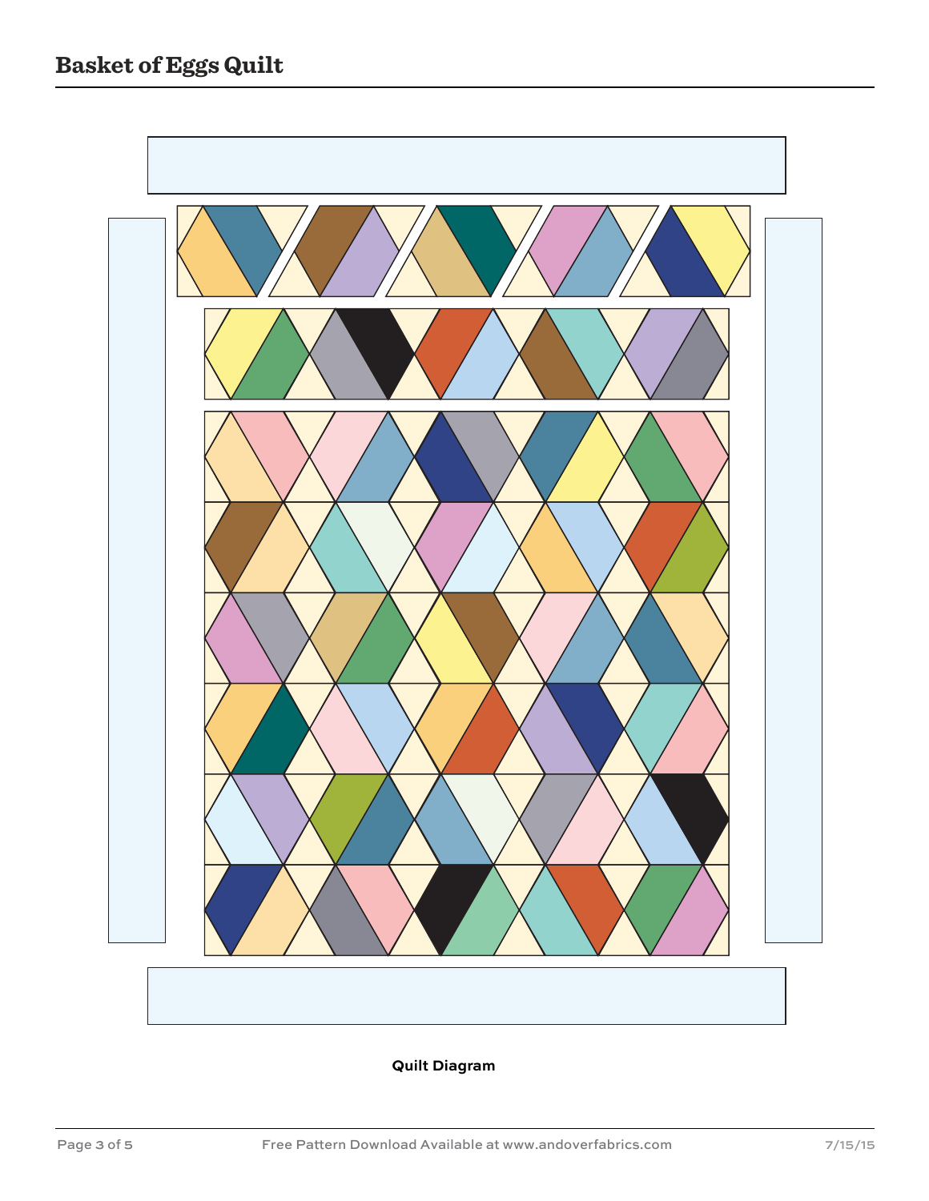Quilt Diagram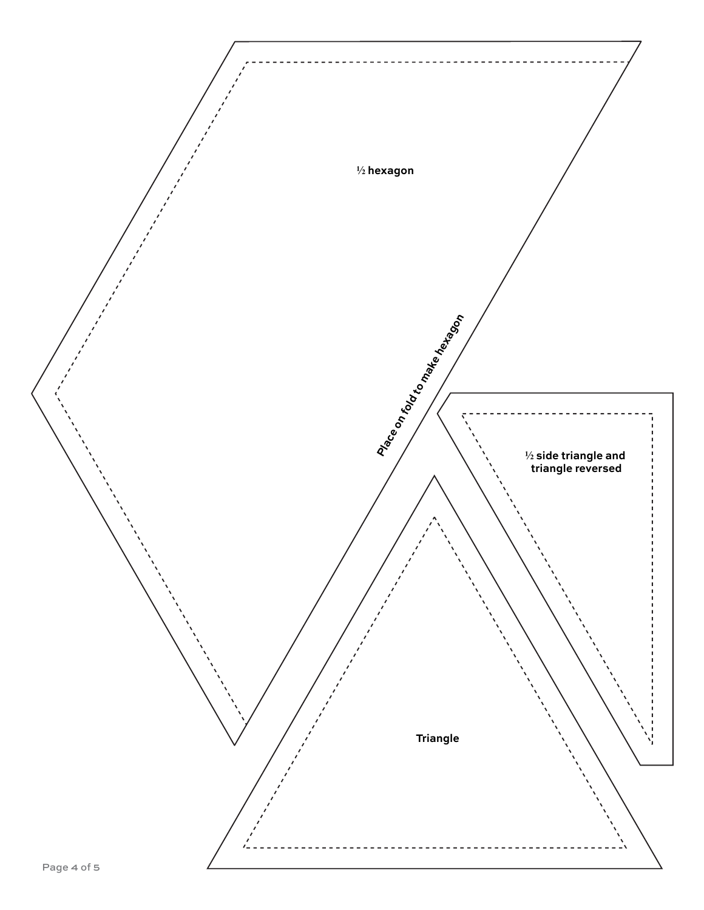½ hexagon

Place on fold to make hexagon

½ side triangle and triangle reversed

Triangle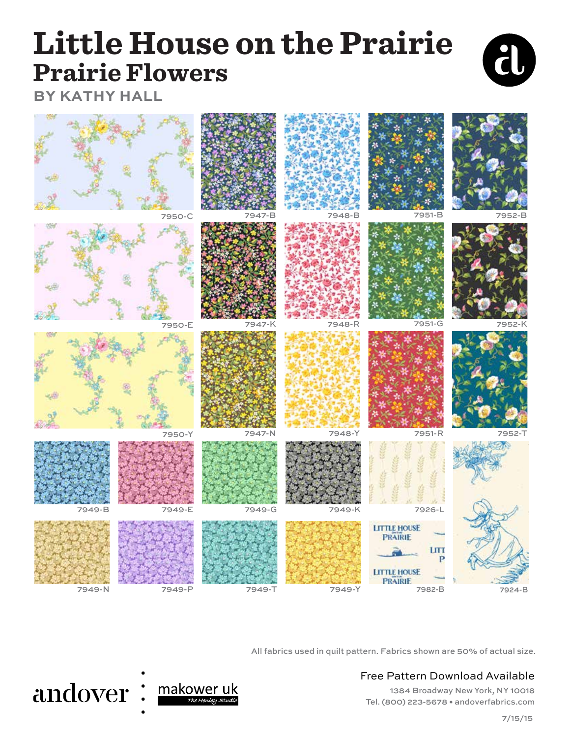# Little House on the Prairie

## Prairie Flowers

BY KATHY HALL

7950-C
7947-B
7948-B
7951-B
7952-B

7950-E
7947-K
7948-R
7951-G
7952-K

7950-Y
7947-N
7948-Y
7951-R
7952-T

7949-B
7949-E
7949-G
7949-K
7926-L

7949-N
7949-P
7949-T
7949-Y
7982-B
7924-B

All fabrics used in quilt pattern. Fabrics shown are 50% of actual size.

andover : makower uk The Henley Studio

Free Pattern Download Available

1384 Broadway New York, NY 10018

Tel. (800) 223-5678 • andoverfabrics.com

7/15/15